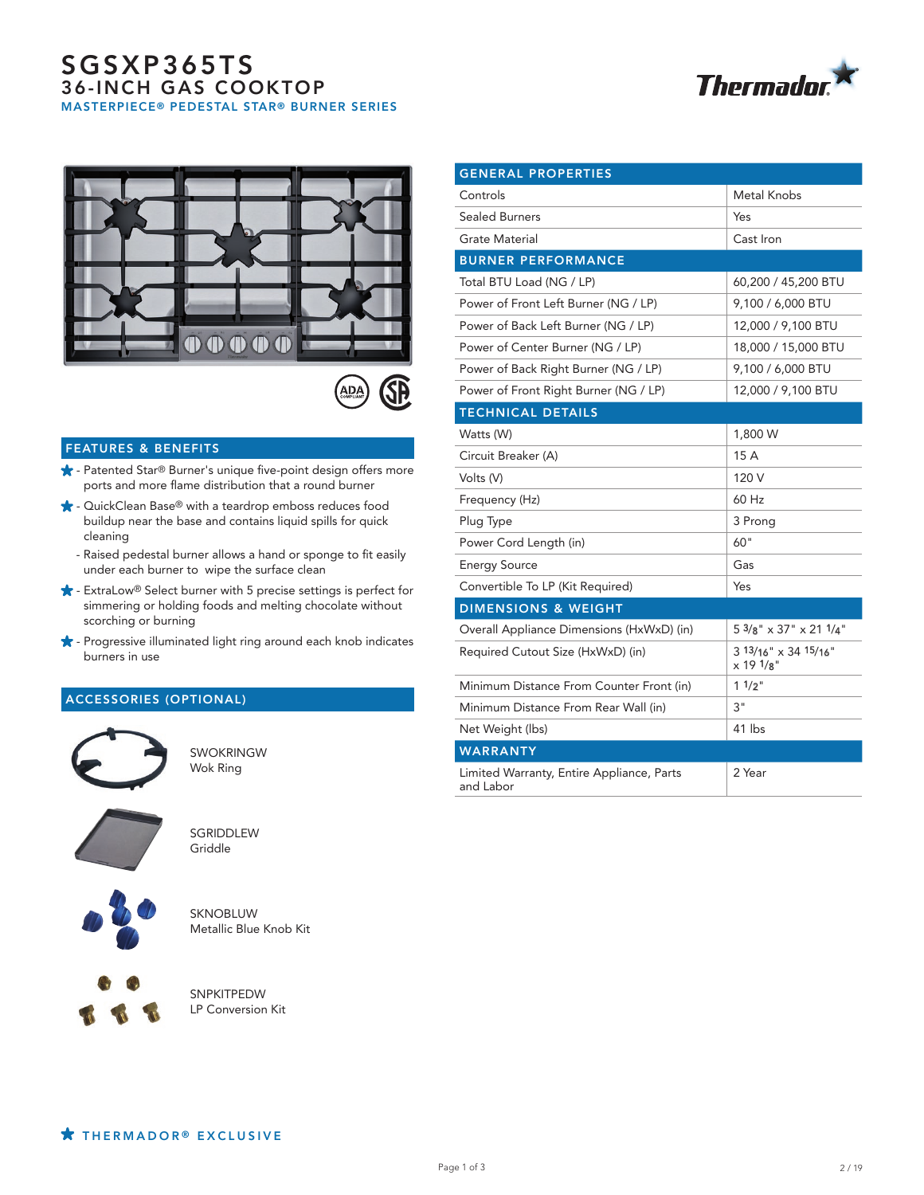# SGSXP365TS

## 36-INCH GAS COOKTOP

### MASTERPIECE® PEDESTAL STAR® BURNER SERIES

## FEATURES & BENEFITS

- ★ - Patented Star® Burner's unique five-point design offers more ports and more flame distribution that a round burner
- ★ - QuickClean Base® with a teardrop emboss reduces food buildup near the base and contains liquid spills for quick cleaning
  - Raised pedestal burner allows a hand or sponge to fit easily under each burner to wipe the surface clean
- ★ - ExtraLow® Select burner with 5 precise settings is perfect for simmering or holding foods and melting chocolate without scorching or burning
- ★ - Progressive illuminated light ring around each knob indicates burners in use

## ACCESSORIES (OPTIONAL)

SWOKRINGW
Wok Ring

SGRIDDLEW
Griddle

SKNOBLUW
Metallic Blue Knob Kit

SNPKITPEDW
LP Conversion Kit

| GENERAL PROPERTIES | |
|---|---|
| Controls | Metal Knobs |
| Sealed Burners | Yes |
| Grate Material | Cast Iron |
| **BURNER PERFORMANCE** | |
| Total BTU Load (NG / LP) | 60,200 / 45,200 BTU |
| Power of Front Left Burner (NG / LP) | 9,100 / 6,000 BTU |
| Power of Back Left Burner (NG / LP) | 12,000 / 9,100 BTU |
| Power of Center Burner (NG / LP) | 18,000 / 15,000 BTU |
| Power of Back Right Burner (NG / LP) | 9,100 / 6,000 BTU |
| Power of Front Right Burner (NG / LP) | 12,000 / 9,100 BTU |
| **TECHNICAL DETAILS** | |
| Watts (W) | 1,800 W |
| Circuit Breaker (A) | 15 A |
| Volts (V) | 120 V |
| Frequency (Hz) | 60 Hz |
| Plug Type | 3 Prong |
| Power Cord Length (in) | 60" |
| Energy Source | Gas |
| Convertible To LP (Kit Required) | Yes |
| **DIMENSIONS & WEIGHT** | |
| Overall Appliance Dimensions (HxWxD) (in) | 5 3/8" x 37" x 21 1/4" |
| Required Cutout Size (HxWxD) (in) | 3 13/16" x 34 15/16" x 19 1/8" |
| Minimum Distance From Counter Front (in) | 1 1/2" |
| Minimum Distance From Rear Wall (in) | 3" |
| Net Weight (lbs) | 41 lbs |
| **WARRANTY** | |
| Limited Warranty, Entire Appliance, Parts and Labor | 2 Year |

★ THERMADOR® EXCLUSIVE

2 / 19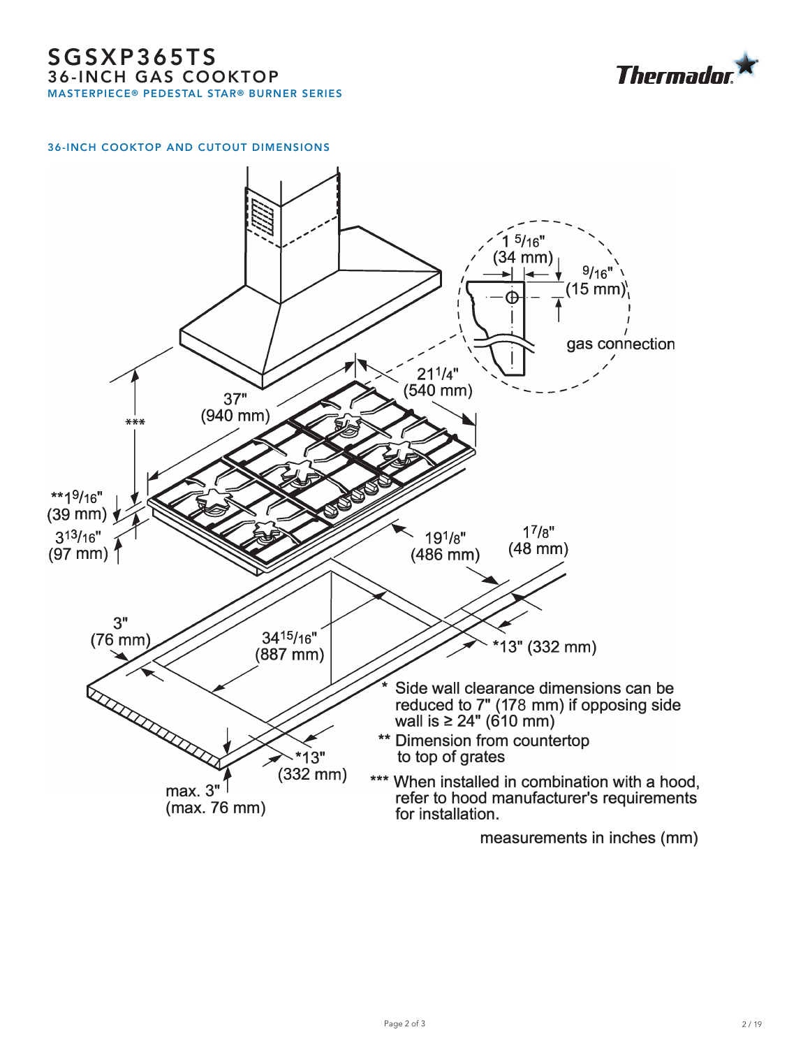# SGSXP365TS
## 36-INCH GAS COOKTOP
### MASTERPIECE® PEDESTAL STAR® BURNER SERIES

#### 36-INCH COOKTOP AND CUTOUT DIMENSIONS

1 5/16" (34 mm)

9/16" (15 mm)

gas connection

21 1/4" (540 mm)

37" (940 mm)

***

**1 9/16" (39 mm)

3 13/16" (97 mm)

19 1/8" (486 mm)

1 7/8" (48 mm)

3" (76 mm)

34 15/16" (887 mm)

*13" (332 mm)

*13" (332 mm)

max. 3" (max. 76 mm)

\* Side wall clearance dimensions can be reduced to 7" (178 mm) if opposing side wall is ≥ 24" (610 mm)

** Dimension from countertop to top of grates

*** When installed in combination with a hood, refer to hood manufacturer's requirements for installation.

measurements in inches (mm)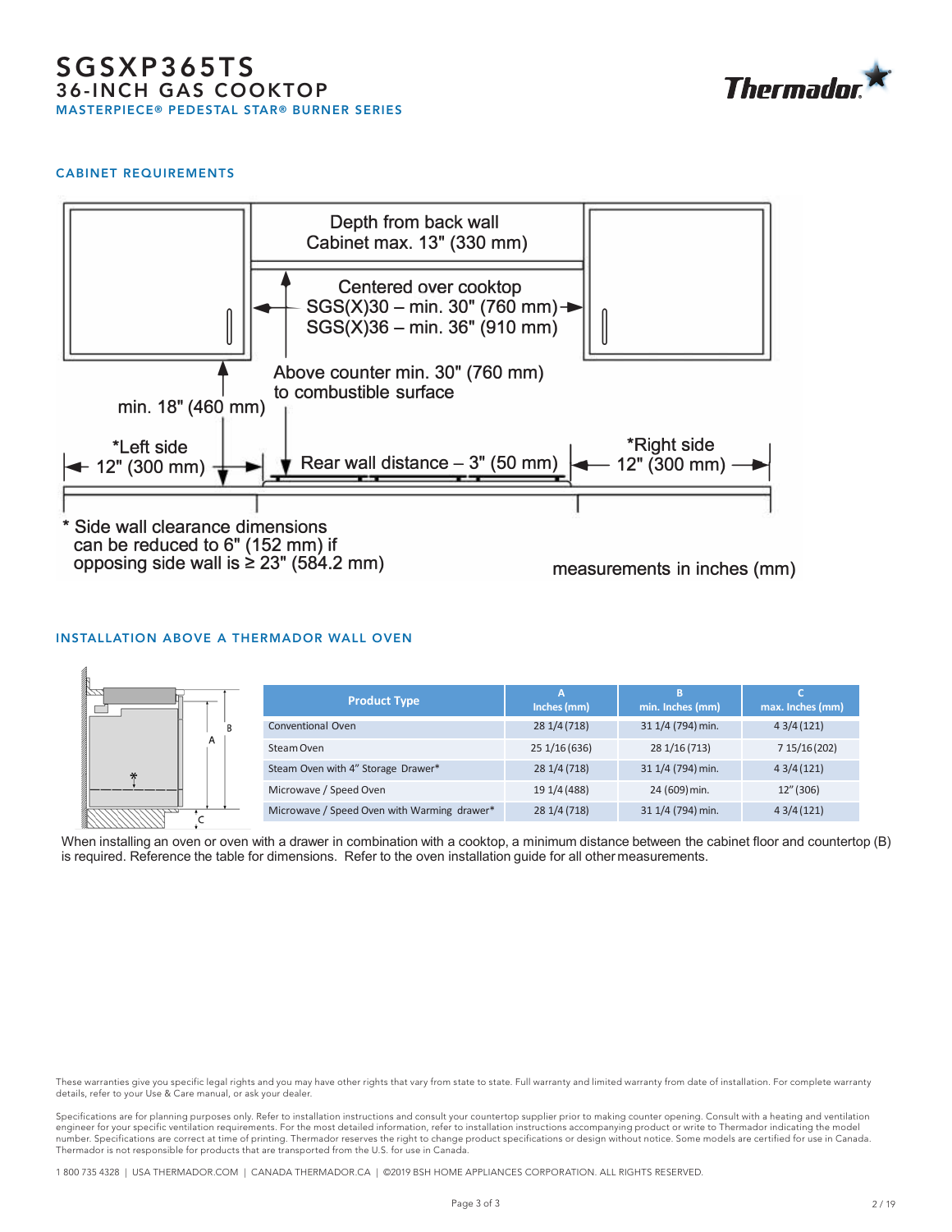# SGSXP365TS

## 36-INCH GAS COOKTOP

MASTERPIECE® PEDESTAL STAR® BURNER SERIES

### CABINET REQUIREMENTS

Depth from back wall
Cabinet max. 13" (330 mm)

Centered over cooktop
SGS(X)30 – min. 30" (760 mm)
SGS(X)36 – min. 36" (910 mm)

Above counter min. 30" (760 mm)
to combustible surface

min. 18" (460 mm)

*Left side
12" (300 mm)

Rear wall distance – 3" (50 mm)

*Right side
12" (300 mm)

\* Side wall clearance dimensions can be reduced to 6" (152 mm) if opposing side wall is ≥ 23" (584.2 mm)

measurements in inches (mm)

### INSTALLATION ABOVE A THERMADOR WALL OVEN

B
A
*
C

| Product Type | A Inches (mm) | B min. Inches (mm) | C max. Inches (mm) |
|---|---|---|---|
| Conventional Oven | 28 1/4 (718) | 31 1/4 (794) min. | 4 3/4 (121) |
| Steam Oven | 25 1/16 (636) | 28 1/16 (713) | 7 15/16 (202) |
| Steam Oven with 4" Storage Drawer* | 28 1/4 (718) | 31 1/4 (794) min. | 4 3/4 (121) |
| Microwave / Speed Oven | 19 1/4 (488) | 24 (609) min. | 12" (306) |
| Microwave / Speed Oven with Warming drawer* | 28 1/4 (718) | 31 1/4 (794) min. | 4 3/4 (121) |

When installing an oven or oven with a drawer in combination with a cooktop, a minimum distance between the cabinet floor and countertop (B) is required. Reference the table for dimensions. Refer to the oven installation guide for all other measurements.

These warranties give you specific legal rights and you may have other rights that vary from state to state. Full warranty and limited warranty from date of installation. For complete warranty details, refer to your Use & Care manual, or ask your dealer.

Specifications are for planning purposes only. Refer to installation instructions and consult your countertop supplier prior to making counter opening. Consult with a heating and ventilation engineer for your specific ventilation requirements. For the most detailed information, refer to installation instructions accompanying product or write to Thermador indicating the model number. Specifications are correct at time of printing. Thermador reserves the right to change product specifications or design without notice. Some models are certified for use in Canada. Thermador is not responsible for products that are transported from the U.S. for use in Canada.

1 800 735 4328 | USA THERMADOR.COM | CANADA THERMADOR.CA | ©2019 BSH HOME APPLIANCES CORPORATION. ALL RIGHTS RESERVED.